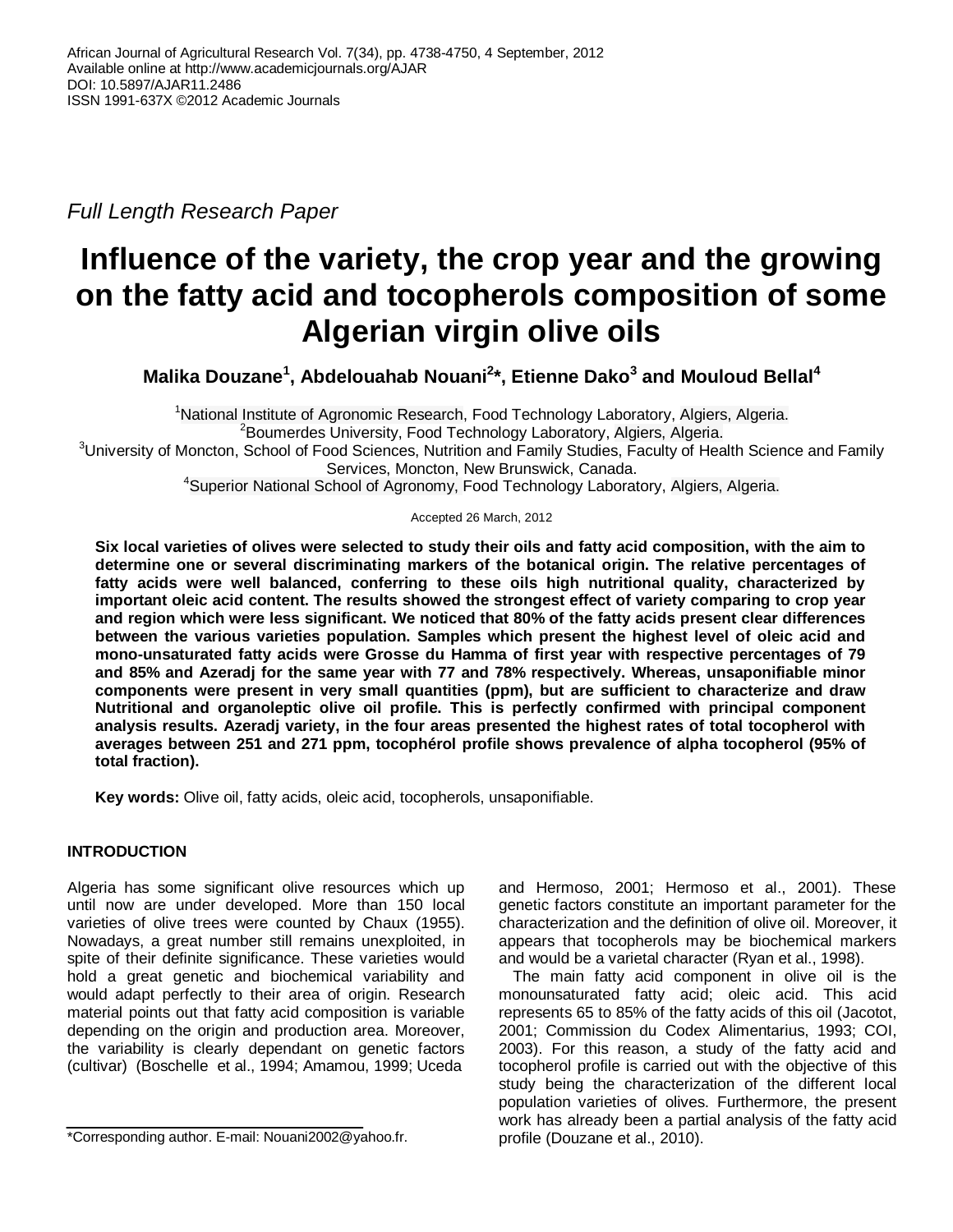*Full Length Research Paper*

# Influence of the variety, the crop year and the growing on the fatty acid and tocopherols composition of some Algerian virgin olive oils

**Malika Douzane[1], Abdelouahab Nouani[2]*, Etienne Dako[3] and Mouloud Bellal[4]**

[1]National Institute of Agronomic Research, Food Technology Laboratory, Algiers, Algeria.
[2]Boumerdes University, Food Technology Laboratory, Algiers, Algeria.
[3]University of Moncton, School of Food Sciences, Nutrition and Family Studies, Faculty of Health Science and Family Services, Moncton, New Brunswick, Canada.
[4]Superior National School of Agronomy, Food Technology Laboratory, Algiers, Algeria.

Accepted 26 March, 2012

**Six local varieties of olives were selected to study their oils and fatty acid composition, with the aim to determine one or several discriminating markers of the botanical origin. The relative percentages of fatty acids were well balanced, conferring to these oils high nutritional quality, characterized by important oleic acid content. The results showed the strongest effect of variety comparing to crop year and region which were less significant. We noticed that 80% of the fatty acids present clear differences between the various varieties population. Samples which present the highest level of oleic acid and mono-unsaturated fatty acids were Grosse du Hamma of first year with respective percentages of 79 and 85% and Azeradj for the same year with 77 and 78% respectively. Whereas, unsaponifiable minor components were present in very small quantities (ppm), but are sufficient to characterize and draw Nutritional and organoleptic olive oil profile. This is perfectly confirmed with principal component analysis results. Azeradj variety, in the four areas presented the highest rates of total tocopherol with averages between 251 and 271 ppm, tocophérol profile shows prevalence of alpha tocopherol (95% of total fraction).**

**Key words:** Olive oil, fatty acids, oleic acid, tocopherols, unsaponifiable.

## INTRODUCTION

Algeria has some significant olive resources which up until now are under developed. More than 150 local varieties of olive trees were counted by Chaux (1955). Nowadays, a great number still remains unexploited, in spite of their definite significance. These varieties would hold a great genetic and biochemical variability and would adapt perfectly to their area of origin. Research material points out that fatty acid composition is variable depending on the origin and production area. Moreover, the variability is clearly dependant on genetic factors (cultivar) (Boschelle et al., 1994; Amamou, 1999; Uceda and Hermoso, 2001; Hermoso et al., 2001). These genetic factors constitute an important parameter for the characterization and the definition of olive oil. Moreover, it appears that tocopherols may be biochemical markers and would be a varietal character (Ryan et al., 1998).

The main fatty acid component in olive oil is the monounsaturated fatty acid; oleic acid. This acid represents 65 to 85% of the fatty acids of this oil (Jacotot, 2001; Commission du Codex Alimentarius, 1993; COI, 2003). For this reason, a study of the fatty acid and tocopherol profile is carried out with the objective of this study being the characterization of the different local population varieties of olives. Furthermore, the present work has already been a partial analysis of the fatty acid profile (Douzane et al., 2010).

*Corresponding author. E-mail: Nouani2002@yahoo.fr.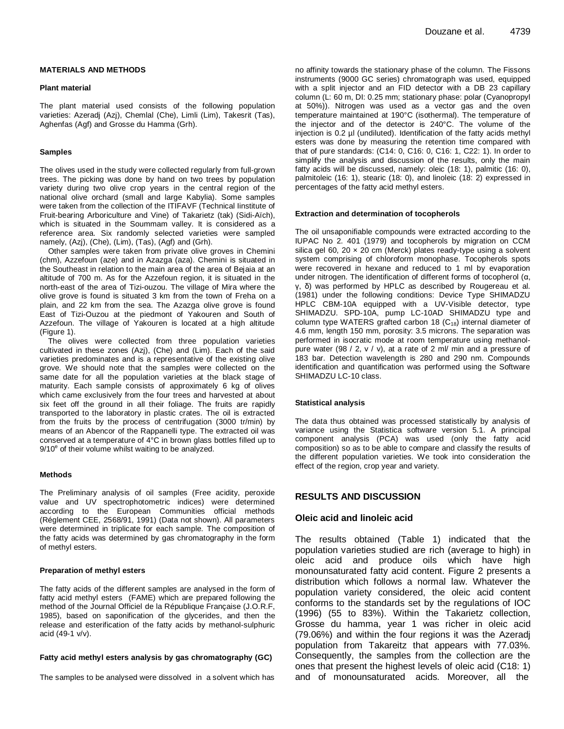## MATERIALS AND METHODS

### Plant material

The plant material used consists of the following population varieties: Azeradj (Azj), Chemlal (Che), Limli (Lim), Takesrit (Tas), Aghenfas (Agf) and Grosse du Hamma (Grh).

### Samples

The olives used in the study were collected regularly from full-grown trees. The picking was done by hand on two trees by population variety during two olive crop years in the central region of the national olive orchard (small and large Kabylia). Some samples were taken from the collection of the ITIFAVF (Technical Iinstitute of Fruit-bearing Arboriculture and Vine) of Takarietz (tak) (Sidi-Aïch), which is situated in the Soummam valley. It is considered as a reference area. Six randomly selected varieties were sampled namely, (Azj), (Che), (Lim), (Tas), (Agf) and (Grh).

Other samples were taken from private olive groves in Chemini (chm), Azzefoun (aze) and in Azazga (aza). Chemini is situated in the Southeast in relation to the main area of the area of Bejaia at an altitude of 700 m. As for the Azzefoun region, it is situated in the north-east of the area of Tizi-ouzou. The village of Mira where the olive grove is found is situated 3 km from the town of Freha on a plain, and 22 km from the sea. The Azazga olive grove is found East of Tizi-Ouzou at the piedmont of Yakouren and South of Azzefoun. The village of Yakouren is located at a high altitude (Figure 1).

The olives were collected from three population varieties cultivated in these zones (Azj), (Che) and (Lim). Each of the said varieties predominates and is a representative of the existing olive grove. We should note that the samples were collected on the same date for all the population varieties at the black stage of maturity. Each sample consists of approximately 6 kg of olives which came exclusively from the four trees and harvested at about six feet off the ground in all their foliage. The fruits are rapidly transported to the laboratory in plastic crates. The oil is extracted from the fruits by the process of centrifugation (3000 tr/min) by means of an Abencor of the Rappanelli type. The extracted oil was conserved at a temperature of 4°C in brown glass bottles filled up to $9/10^e$ of their volume whilst waiting to be analyzed.

### Methods

The Preliminary analysis of oil samples (Free acidity, peroxide value and UV spectrophotometric indices) were determined according to the European Communities official methods (Réglement CEE, 2568/91, 1991) (Data not shown). All parameters were determined in triplicate for each sample. The composition of the fatty acids was determined by gas chromatography in the form of methyl esters.

### Preparation of methyl esters

The fatty acids of the different samples are analysed in the form of fatty acid methyl esters (FAME) which are prepared following the method of the Journal Officiel de la République Française (J.O.R.F, 1985), based on saponification of the glycerides, and then the release and esterification of the fatty acids by methanol-sulphuric acid (49-1 v/v).

### Fatty acid methyl esters analysis by gas chromatography (GC)

The samples to be analysed were dissolved in a solvent which has no affinity towards the stationary phase of the column. The Fissons instruments (9000 GC series) chromatograph was used, equipped with a split injector and an FID detector with a DB 23 capillary column (L: 60 m, DI: 0.25 mm; stationary phase: polar (Cyanopropyl at 50%)). Nitrogen was used as a vector gas and the oven temperature maintained at 190°C (isothermal). The temperature of the injector and of the detector is 240°C. The volume of the injection is 0.2 µl (undiluted). Identification of the fatty acids methyl esters was done by measuring the retention time compared with that of pure standards: (C14: 0, C16: 0, C16: 1, C22: 1). In order to simplify the analysis and discussion of the results, only the main fatty acids will be discussed, namely: oleic (18: 1), palmitic (16: 0), palmitoleic (16: 1), stearic (18: 0), and linoleic (18: 2) expressed in percentages of the fatty acid methyl esters.

### Extraction and determination of tocopherols

The oil unsaponifiable compounds were extracted according to the IUPAC No 2. 401 (1979) and tocopherols by migration on CCM silica gel 60, 20 × 20 cm (Merck) plates ready-type using a solvent system comprising of chloroform monophase. Tocopherols spots were recovered in hexane and reduced to 1 ml by evaporation under nitrogen. The identification of different forms of tocopherol (α, γ, δ) was performed by HPLC as described by Rougereau et al. (1981) under the following conditions: Device Type SHIMADZU HPLC CBM-10A equipped with a UV-Visible detector, type SHIMADZU. SPD-10A, pump LC-10AD SHIMADZU type and column type WATERS grafted carbon 18 ($C_{18}$) internal diameter of 4.6 mm, length 150 mm, porosity: 3.5 microns. The separation was performed in isocratic mode at room temperature using methanol-pure water (98 / 2, v / v), at a rate of 2 ml/ min and a pressure of 183 bar. Detection wavelength is 280 and 290 nm. Compounds identification and quantification was performed using the Software SHIMADZU LC-10 class.

### Statistical analysis

The data thus obtained was processed statistically by analysis of variance using the Statistica software version 5.1. A principal component analysis (PCA) was used (only the fatty acid composition) so as to be able to compare and classify the results of the different population varieties. We took into consideration the effect of the region, crop year and variety.

## RESULTS AND DISCUSSION

### Oleic acid and linoleic acid

The results obtained (Table 1) indicated that the population varieties studied are rich (average to high) in oleic acid and produce oils which have high monounsaturated fatty acid content. Figure 2 presents a distribution which follows a normal law. Whatever the population variety considered, the oleic acid content conforms to the standards set by the regulations of IOC (1996) (55 to 83%). Within the Takarietz collection, Grosse du hamma, year 1 was richer in oleic acid (79.06%) and within the four regions it was the Azeradj population from Takareitz that appears with 77.03%. Consequently, the samples from the collection are the ones that present the highest levels of oleic acid (C18: 1) and of monounsaturated acids. Moreover, all the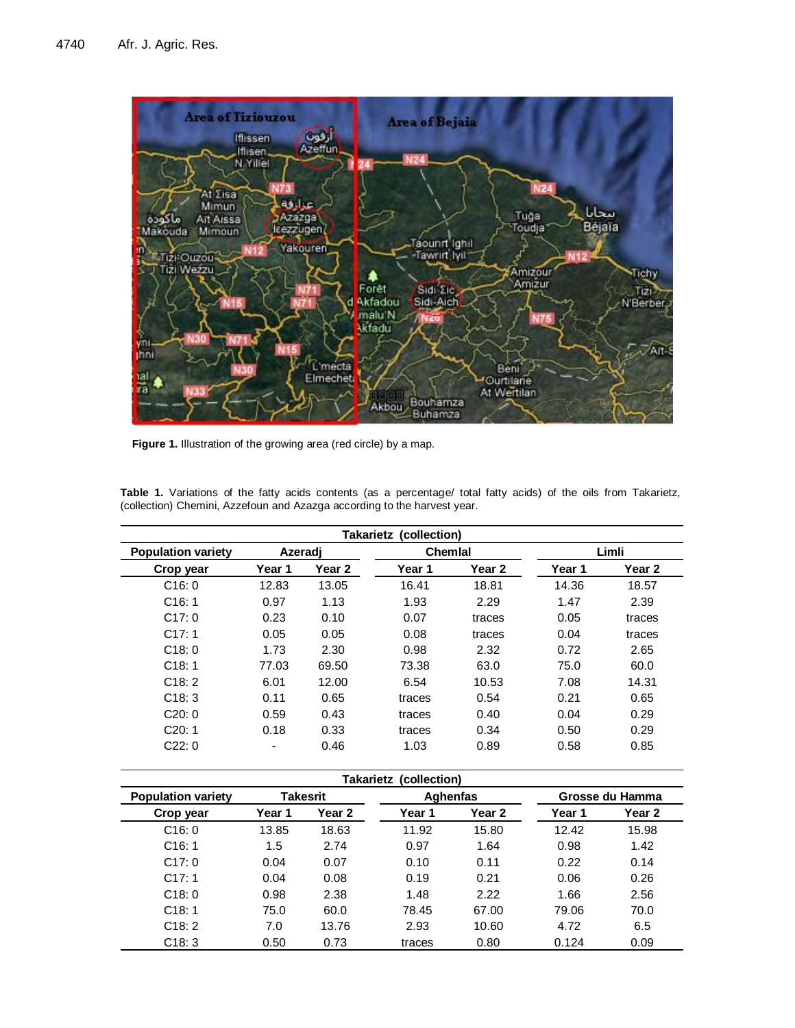**Figure 1.** Illustration of the growing area (red circle) by a map.

**Table 1.** Variations of the fatty acids contents (as a percentage/ total fatty acids) of the oils from Takarietz, (collection) Chemini, Azzefoun and Azazga according to the harvest year.

| Takarietz (collection) | | | | | | |
|---|---|---|---|---|---|---|
| **Population variety** | **Azeradj** | | **Chemlal** | | **Limli** | |
| **Crop year** | **Year 1** | **Year 2** | **Year 1** | **Year 2** | **Year 1** | **Year 2** |
| C16: 0 | 12.83 | 13.05 | 16.41 | 18.81 | 14.36 | 18.57 |
| C16: 1 | 0.97 | 1.13 | 1.93 | 2.29 | 1.47 | 2.39 |
| C17: 0 | 0.23 | 0.10 | 0.07 | traces | 0.05 | traces |
| C17: 1 | 0.05 | 0.05 | 0.08 | traces | 0.04 | traces |
| C18: 0 | 1.73 | 2.30 | 0.98 | 2.32 | 0.72 | 2.65 |
| C18: 1 | 77.03 | 69.50 | 73.38 | 63.0 | 75.0 | 60.0 |
| C18: 2 | 6.01 | 12.00 | 6.54 | 10.53 | 7.08 | 14.31 |
| C18: 3 | 0.11 | 0.65 | traces | 0.54 | 0.21 | 0.65 |
| C20: 0 | 0.59 | 0.43 | traces | 0.40 | 0.04 | 0.29 |
| C20: 1 | 0.18 | 0.33 | traces | 0.34 | 0.50 | 0.29 |
| C22: 0 | - | 0.46 | 1.03 | 0.89 | 0.58 | 0.85 |

| Takarietz (collection) | | | | | | |
|---|---|---|---|---|---|---|
| **Population variety** | **Takesrit** | | **Aghenfas** | | **Grosse du Hamma** | |
| **Crop year** | **Year 1** | **Year 2** | **Year 1** | **Year 2** | **Year 1** | **Year 2** |
| C16: 0 | 13.85 | 18.63 | 11.92 | 15.80 | 12.42 | 15.98 |
| C16: 1 | 1.5 | 2.74 | 0.97 | 1.64 | 0.98 | 1.42 |
| C17: 0 | 0.04 | 0.07 | 0.10 | 0.11 | 0.22 | 0.14 |
| C17: 1 | 0.04 | 0.08 | 0.19 | 0.21 | 0.06 | 0.26 |
| C18: 0 | 0.98 | 2.38 | 1.48 | 2.22 | 1.66 | 2.56 |
| C18: 1 | 75.0 | 60.0 | 78.45 | 67.00 | 79.06 | 70.0 |
| C18: 2 | 7.0 | 13.76 | 2.93 | 10.60 | 4.72 | 6.5 |
| C18: 3 | 0.50 | 0.73 | traces | 0.80 | 0.124 | 0.09 |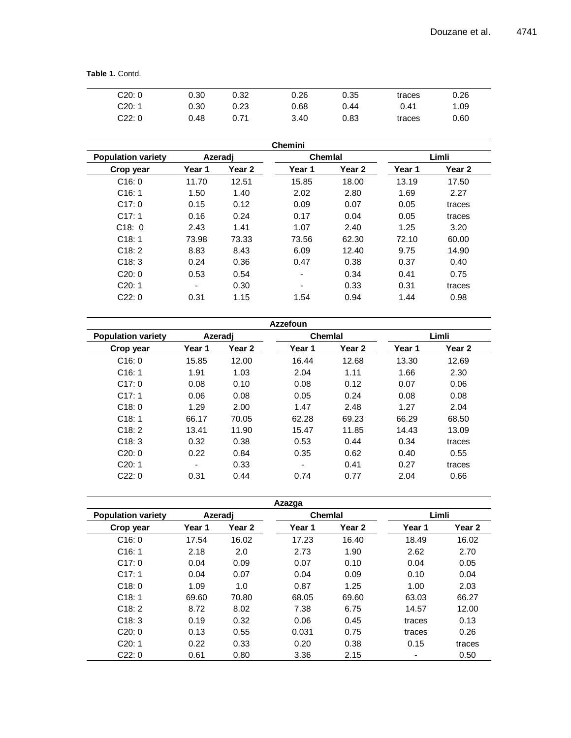**Table 1.** Contd.

| | | | | | | |
|---|---|---|---|---|---|---|
| C20: 0 | 0.30 | 0.32 | 0.26 | 0.35 | traces | 0.26 |
| C20: 1 | 0.30 | 0.23 | 0.68 | 0.44 | 0.41 | 1.09 |
| C22: 0 | 0.48 | 0.71 | 3.40 | 0.83 | traces | 0.60 |

| Chemini | | | | | | |
|---|---|---|---|---|---|---|
| **Population variety** | **Azeradj** | | **Chemlal** | | **Limli** | |
| **Crop year** | **Year 1** | **Year 2** | **Year 1** | **Year 2** | **Year 1** | **Year 2** |
| C16: 0 | 11.70 | 12.51 | 15.85 | 18.00 | 13.19 | 17.50 |
| C16: 1 | 1.50 | 1.40 | 2.02 | 2.80 | 1.69 | 2.27 |
| C17: 0 | 0.15 | 0.12 | 0.09 | 0.07 | 0.05 | traces |
| C17: 1 | 0.16 | 0.24 | 0.17 | 0.04 | 0.05 | traces |
| C18: 0 | 2.43 | 1.41 | 1.07 | 2.40 | 1.25 | 3.20 |
| C18: 1 | 73.98 | 73.33 | 73.56 | 62.30 | 72.10 | 60.00 |
| C18: 2 | 8.83 | 8.43 | 6.09 | 12.40 | 9.75 | 14.90 |
| C18: 3 | 0.24 | 0.36 | 0.47 | 0.38 | 0.37 | 0.40 |
| C20: 0 | 0.53 | 0.54 | - | 0.34 | 0.41 | 0.75 |
| C20: 1 | - | 0.30 | - | 0.33 | 0.31 | traces |
| C22: 0 | 0.31 | 1.15 | 1.54 | 0.94 | 1.44 | 0.98 |

| Azzefoun | | | | | | |
|---|---|---|---|---|---|---|
| **Population variety** | **Azeradj** | | **Chemlal** | | **Limli** | |
| **Crop year** | **Year 1** | **Year 2** | **Year 1** | **Year 2** | **Year 1** | **Year 2** |
| C16: 0 | 15.85 | 12.00 | 16.44 | 12.68 | 13.30 | 12.69 |
| C16: 1 | 1.91 | 1.03 | 2.04 | 1.11 | 1.66 | 2.30 |
| C17: 0 | 0.08 | 0.10 | 0.08 | 0.12 | 0.07 | 0.06 |
| C17: 1 | 0.06 | 0.08 | 0.05 | 0.24 | 0.08 | 0.08 |
| C18: 0 | 1.29 | 2.00 | 1.47 | 2.48 | 1.27 | 2.04 |
| C18: 1 | 66.17 | 70.05 | 62.28 | 69.23 | 66.29 | 68.50 |
| C18: 2 | 13.41 | 11.90 | 15.47 | 11.85 | 14.43 | 13.09 |
| C18: 3 | 0.32 | 0.38 | 0.53 | 0.44 | 0.34 | traces |
| C20: 0 | 0.22 | 0.84 | 0.35 | 0.62 | 0.40 | 0.55 |
| C20: 1 | - | 0.33 | - | 0.41 | 0.27 | traces |
| C22: 0 | 0.31 | 0.44 | 0.74 | 0.77 | 2.04 | 0.66 |

| Azazga | | | | | | |
|---|---|---|---|---|---|---|
| **Population variety** | **Azeradj** | | **Chemlal** | | **Limli** | |
| **Crop year** | **Year 1** | **Year 2** | **Year 1** | **Year 2** | **Year 1** | **Year 2** |
| C16: 0 | 17.54 | 16.02 | 17.23 | 16.40 | 18.49 | 16.02 |
| C16: 1 | 2.18 | 2.0 | 2.73 | 1.90 | 2.62 | 2.70 |
| C17: 0 | 0.04 | 0.09 | 0.07 | 0.10 | 0.04 | 0.05 |
| C17: 1 | 0.04 | 0.07 | 0.04 | 0.09 | 0.10 | 0.04 |
| C18: 0 | 1.09 | 1.0 | 0.87 | 1.25 | 1.00 | 2.03 |
| C18: 1 | 69.60 | 70.80 | 68.05 | 69.60 | 63.03 | 66.27 |
| C18: 2 | 8.72 | 8.02 | 7.38 | 6.75 | 14.57 | 12.00 |
| C18: 3 | 0.19 | 0.32 | 0.06 | 0.45 | traces | 0.13 |
| C20: 0 | 0.13 | 0.55 | 0.031 | 0.75 | traces | 0.26 |
| C20: 1 | 0.22 | 0.33 | 0.20 | 0.38 | 0.15 | traces |
| C22: 0 | 0.61 | 0.80 | 3.36 | 2.15 | - | 0.50 |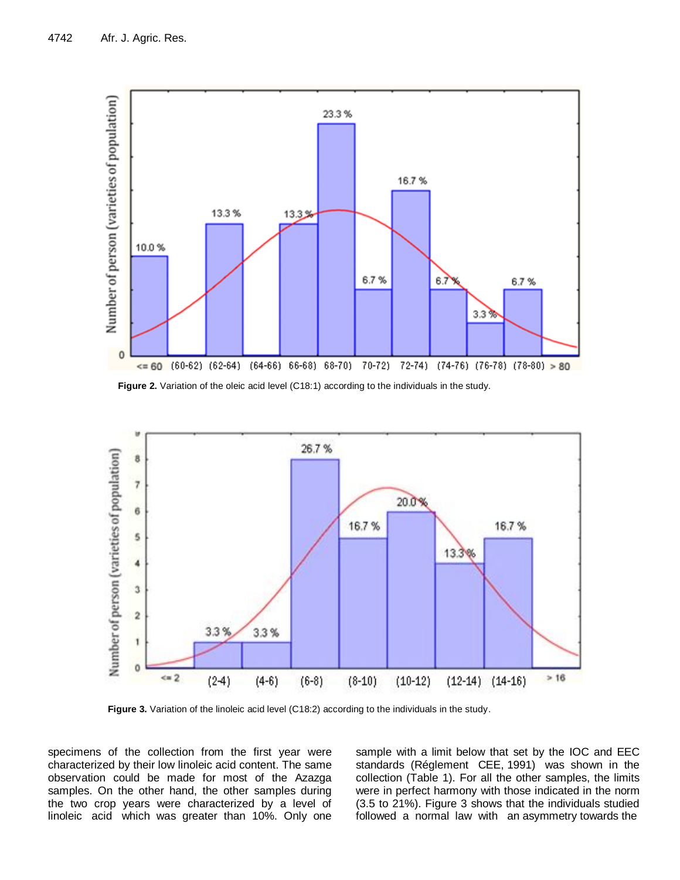**Figure 2.** Variation of the oleic acid level (C18:1) according to the individuals in the study.

**Figure 3.** Variation of the linoleic acid level (C18:2) according to the individuals in the study.

specimens of the collection from the first year were characterized by their low linoleic acid content. The same observation could be made for most of the Azazga samples. On the other hand, the other samples during the two crop years were characterized by a level of linoleic acid which was greater than 10%. Only one sample with a limit below that set by the IOC and EEC standards (Réglement CEE, 1991) was shown in the collection (Table 1). For all the other samples, the limits were in perfect harmony with those indicated in the norm (3.5 to 21%). Figure 3 shows that the individuals studied followed a normal law with an asymmetry towards the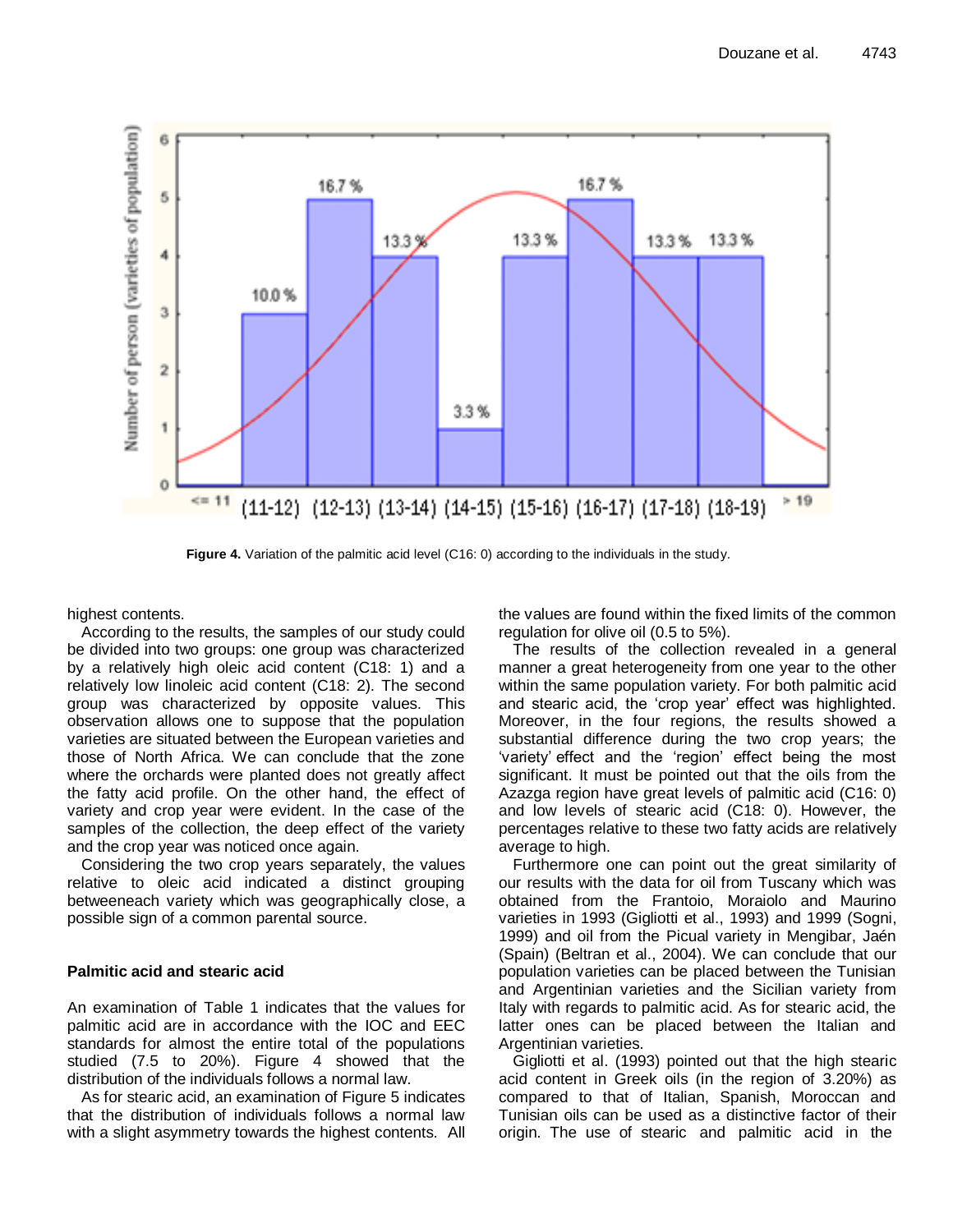**Figure 4.** Variation of the palmitic acid level (C16: 0) according to the individuals in the study.

highest contents.

According to the results, the samples of our study could be divided into two groups: one group was characterized by a relatively high oleic acid content (C18: 1) and a relatively low linoleic acid content (C18: 2). The second group was characterized by opposite values. This observation allows one to suppose that the population varieties are situated between the European varieties and those of North Africa. We can conclude that the zone where the orchards were planted does not greatly affect the fatty acid profile. On the other hand, the effect of variety and crop year were evident. In the case of the samples of the collection, the deep effect of the variety and the crop year was noticed once again.

Considering the two crop years separately, the values relative to oleic acid indicated a distinct grouping betweeneach variety which was geographically close, a possible sign of a common parental source.

### Palmitic acid and stearic acid

An examination of Table 1 indicates that the values for palmitic acid are in accordance with the IOC and EEC standards for almost the entire total of the populations studied (7.5 to 20%). Figure 4 showed that the distribution of the individuals follows a normal law.

As for stearic acid, an examination of Figure 5 indicates that the distribution of individuals follows a normal law with a slight asymmetry towards the highest contents. All the values are found within the fixed limits of the common regulation for olive oil (0.5 to 5%).

The results of the collection revealed in a general manner a great heterogeneity from one year to the other within the same population variety. For both palmitic acid and stearic acid, the 'crop year' effect was highlighted. Moreover, in the four regions, the results showed a substantial difference during the two crop years; the 'variety' effect and the 'region' effect being the most significant. It must be pointed out that the oils from the Azazga region have great levels of palmitic acid (C16: 0) and low levels of stearic acid (C18: 0). However, the percentages relative to these two fatty acids are relatively average to high.

Furthermore one can point out the great similarity of our results with the data for oil from Tuscany which was obtained from the Frantoio, Moraiolo and Maurino varieties in 1993 (Gigliotti et al., 1993) and 1999 (Sogni, 1999) and oil from the Picual variety in Mengibar, Jaén (Spain) (Beltran et al., 2004). We can conclude that our population varieties can be placed between the Tunisian and Argentinian varieties and the Sicilian variety from Italy with regards to palmitic acid. As for stearic acid, the latter ones can be placed between the Italian and Argentinian varieties.

Gigliotti et al. (1993) pointed out that the high stearic acid content in Greek oils (in the region of 3.20%) as compared to that of Italian, Spanish, Moroccan and Tunisian oils can be used as a distinctive factor of their origin. The use of stearic and palmitic acid in the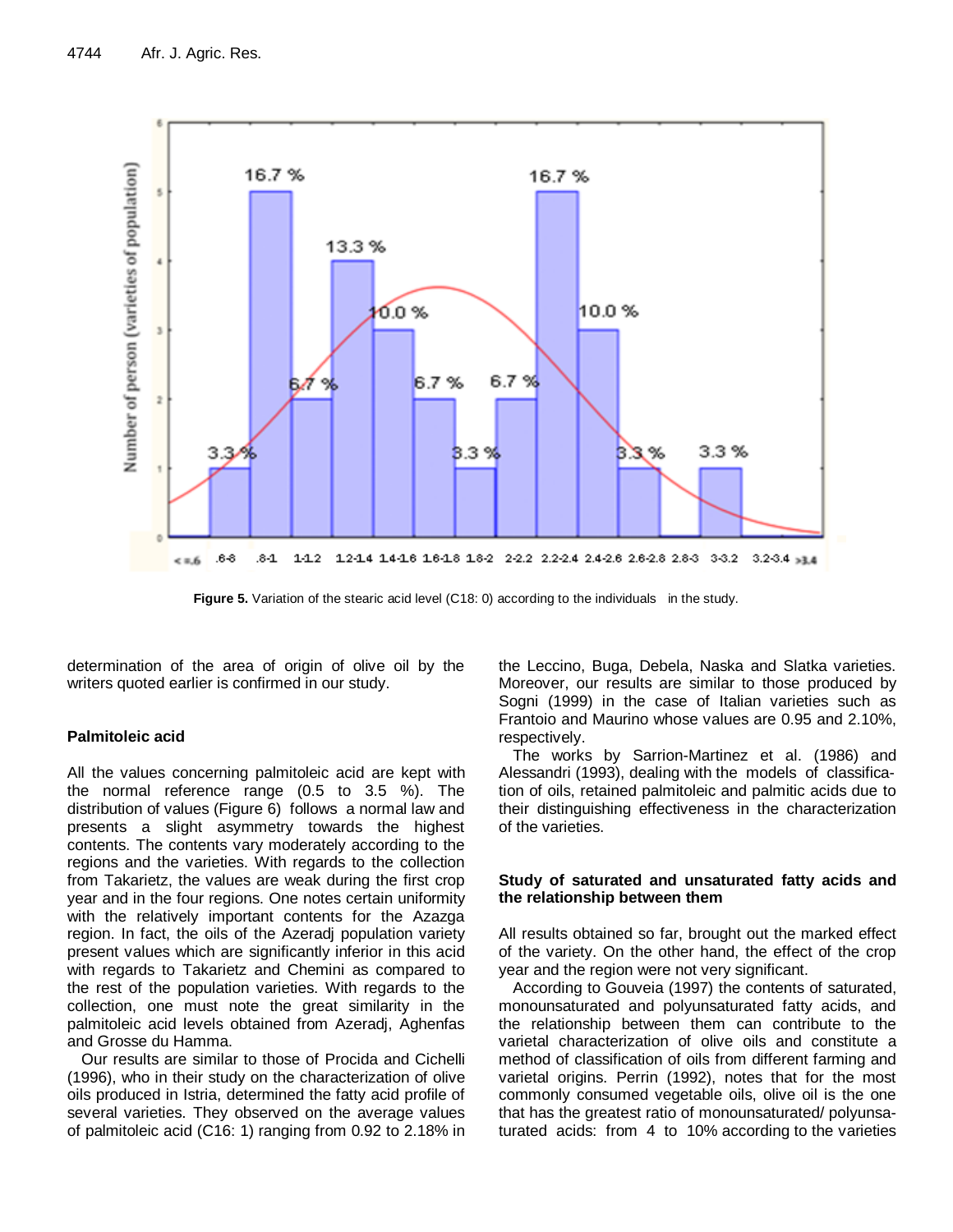**Figure 5.** Variation of the stearic acid level (C18: 0) according to the individuals in the study.

determination of the area of origin of olive oil by the writers quoted earlier is confirmed in our study.

### Palmitoleic acid

All the values concerning palmitoleic acid are kept with the normal reference range (0.5 to 3.5 %). The distribution of values (Figure 6) follows a normal law and presents a slight asymmetry towards the highest contents. The contents vary moderately according to the regions and the varieties. With regards to the collection from Takarietz, the values are weak during the first crop year and in the four regions. One notes certain uniformity with the relatively important contents for the Azazga region. In fact, the oils of the Azeradj population variety present values which are significantly inferior in this acid with regards to Takarietz and Chemini as compared to the rest of the population varieties. With regards to the collection, one must note the great similarity in the palmitoleic acid levels obtained from Azeradj, Aghenfas and Grosse du Hamma.

Our results are similar to those of Procida and Cichelli (1996), who in their study on the characterization of olive oils produced in Istria, determined the fatty acid profile of several varieties. They observed on the average values of palmitoleic acid (C16: 1) ranging from 0.92 to 2.18% in the Leccino, Buga, Debela, Naska and Slatka varieties. Moreover, our results are similar to those produced by Sogni (1999) in the case of Italian varieties such as Frantoio and Maurino whose values are 0.95 and 2.10%, respectively.

The works by Sarrion-Martinez et al. (1986) and Alessandri (1993), dealing with the models of classification of oils, retained palmitoleic and palmitic acids due to their distinguishing effectiveness in the characterization of the varieties.

### Study of saturated and unsaturated fatty acids and the relationship between them

All results obtained so far, brought out the marked effect of the variety. On the other hand, the effect of the crop year and the region were not very significant.

According to Gouveia (1997) the contents of saturated, monounsaturated and polyunsaturated fatty acids, and the relationship between them can contribute to the varietal characterization of olive oils and constitute a method of classification of oils from different farming and varietal origins. Perrin (1992), notes that for the most commonly consumed vegetable oils, olive oil is the one that has the greatest ratio of monounsaturated/ polyunsaturated acids: from 4 to 10% according to the varieties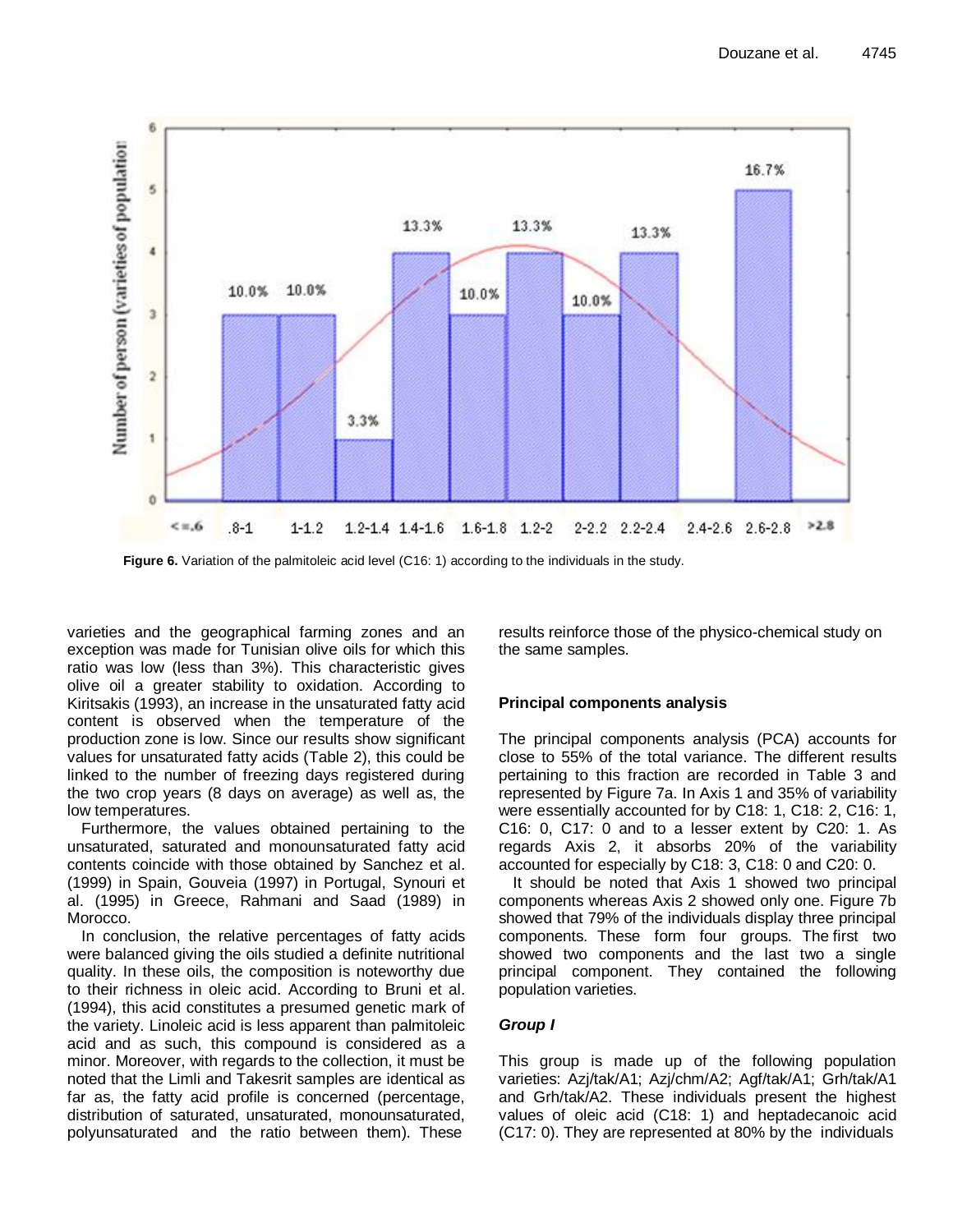**Figure 6.** Variation of the palmitoleic acid level (C16: 1) according to the individuals in the study.

varieties and the geographical farming zones and an exception was made for Tunisian olive oils for which this ratio was low (less than 3%). This characteristic gives olive oil a greater stability to oxidation. According to Kiritsakis (1993), an increase in the unsaturated fatty acid content is observed when the temperature of the production zone is low. Since our results show significant values for unsaturated fatty acids (Table 2), this could be linked to the number of freezing days registered during the two crop years (8 days on average) as well as, the low temperatures.

Furthermore, the values obtained pertaining to the unsaturated, saturated and monounsaturated fatty acid contents coincide with those obtained by Sanchez et al. (1999) in Spain, Gouveia (1997) in Portugal, Synouri et al. (1995) in Greece, Rahmani and Saad (1989) in Morocco.

In conclusion, the relative percentages of fatty acids were balanced giving the oils studied a definite nutritional quality. In these oils, the composition is noteworthy due to their richness in oleic acid. According to Bruni et al. (1994), this acid constitutes a presumed genetic mark of the variety. Linoleic acid is less apparent than palmitoleic acid and as such, this compound is considered as a minor. Moreover, with regards to the collection, it must be noted that the Limli and Takesrit samples are identical as far as, the fatty acid profile is concerned (percentage, distribution of saturated, unsaturated, monounsaturated, polyunsaturated and the ratio between them). These results reinforce those of the physico-chemical study on the same samples.

## Principal components analysis

The principal components analysis (PCA) accounts for close to 55% of the total variance. The different results pertaining to this fraction are recorded in Table 3 and represented by Figure 7a. In Axis 1 and 35% of variability were essentially accounted for by C18: 1, C18: 2, C16: 1, C16: 0, C17: 0 and to a lesser extent by C20: 1. As regards Axis 2, it absorbs 20% of the variability accounted for especially by C18: 3, C18: 0 and C20: 0.

It should be noted that Axis 1 showed two principal components whereas Axis 2 showed only one. Figure 7b showed that 79% of the individuals display three principal components. These form four groups. The first two showed two components and the last two a single principal component. They contained the following population varieties.

### *Group I*

This group is made up of the following population varieties: Azj/tak/A1; Azj/chm/A2; Agf/tak/A1; Grh/tak/A1 and Grh/tak/A2. These individuals present the highest values of oleic acid (C18: 1) and heptadecanoic acid (C17: 0). They are represented at 80% by the individuals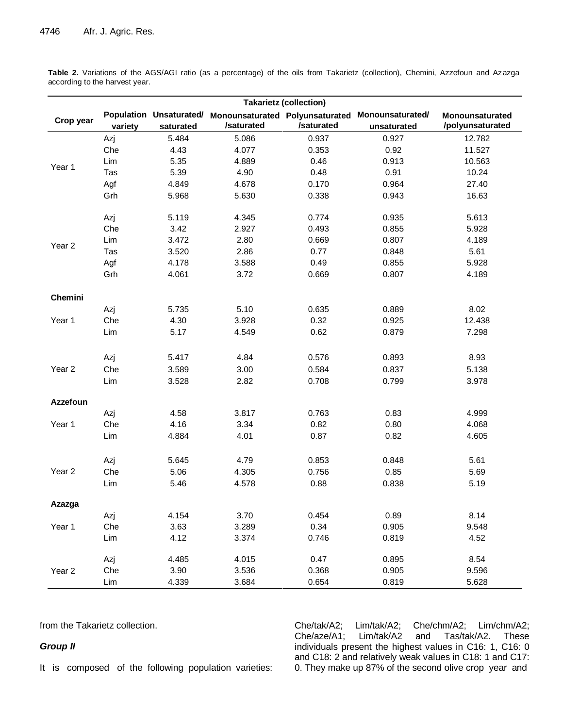**Table 2.** Variations of the AGS/AGI ratio (as a percentage) of the oils from Takarietz (collection), Chemini, Azzefoun and Azazga according to the harvest year.

| Crop year | Population variety | Unsaturated/ saturated | Monounsaturated /saturated | Polyunsaturated /saturated | Monounsaturated/ unsaturated | Monounsaturated /polyunsaturated |
|---|---|---|---|---|---|---|
| **Takarietz (collection)** | | | | | | |
| Year 1 | Azj | 5.484 | 5.086 | 0.937 | 0.927 | 12.782 |
| | Che | 4.43 | 4.077 | 0.353 | 0.92 | 11.527 |
| | Lim | 5.35 | 4.889 | 0.46 | 0.913 | 10.563 |
| | Tas | 5.39 | 4.90 | 0.48 | 0.91 | 10.24 |
| | Agf | 4.849 | 4.678 | 0.170 | 0.964 | 27.40 |
| | Grh | 5.968 | 5.630 | 0.338 | 0.943 | 16.63 |
| Year 2 | Azj | 5.119 | 4.345 | 0.774 | 0.935 | 5.613 |
| | Che | 3.42 | 2.927 | 0.493 | 0.855 | 5.928 |
| | Lim | 3.472 | 2.80 | 0.669 | 0.807 | 4.189 |
| | Tas | 3.520 | 2.86 | 0.77 | 0.848 | 5.61 |
| | Agf | 4.178 | 3.588 | 0.49 | 0.855 | 5.928 |
| | Grh | 4.061 | 3.72 | 0.669 | 0.807 | 4.189 |
| **Chemini** | | | | | | |
| Year 1 | Azj | 5.735 | 5.10 | 0.635 | 0.889 | 8.02 |
| | Che | 4.30 | 3.928 | 0.32 | 0.925 | 12.438 |
| | Lim | 5.17 | 4.549 | 0.62 | 0.879 | 7.298 |
| Year 2 | Azj | 5.417 | 4.84 | 0.576 | 0.893 | 8.93 |
| | Che | 3.589 | 3.00 | 0.584 | 0.837 | 5.138 |
| | Lim | 3.528 | 2.82 | 0.708 | 0.799 | 3.978 |
| **Azzefoun** | | | | | | |
| Year 1 | Azj | 4.58 | 3.817 | 0.763 | 0.83 | 4.999 |
| | Che | 4.16 | 3.34 | 0.82 | 0.80 | 4.068 |
| | Lim | 4.884 | 4.01 | 0.87 | 0.82 | 4.605 |
| Year 2 | Azj | 5.645 | 4.79 | 0.853 | 0.848 | 5.61 |
| | Che | 5.06 | 4.305 | 0.756 | 0.85 | 5.69 |
| | Lim | 5.46 | 4.578 | 0.88 | 0.838 | 5.19 |
| **Azazga** | | | | | | |
| Year 1 | Azj | 4.154 | 3.70 | 0.454 | 0.89 | 8.14 |
| | Che | 3.63 | 3.289 | 0.34 | 0.905 | 9.548 |
| | Lim | 4.12 | 3.374 | 0.746 | 0.819 | 4.52 |
| Year 2 | Azj | 4.485 | 4.015 | 0.47 | 0.895 | 8.54 |
| | Che | 3.90 | 3.536 | 0.368 | 0.905 | 9.596 |
| | Lim | 4.339 | 3.684 | 0.654 | 0.819 | 5.628 |

from the Takarietz collection.

***Group II***

It is composed of the following population varieties: Che/tak/A2; Lim/tak/A2; Che/chm/A2; Lim/chm/A2; Che/aze/A1; Lim/tak/A2 and Tas/tak/A2. These individuals present the highest values in C16: 1, C16: 0 and C18: 2 and relatively weak values in C18: 1 and C17: 0. They make up 87% of the second olive crop year and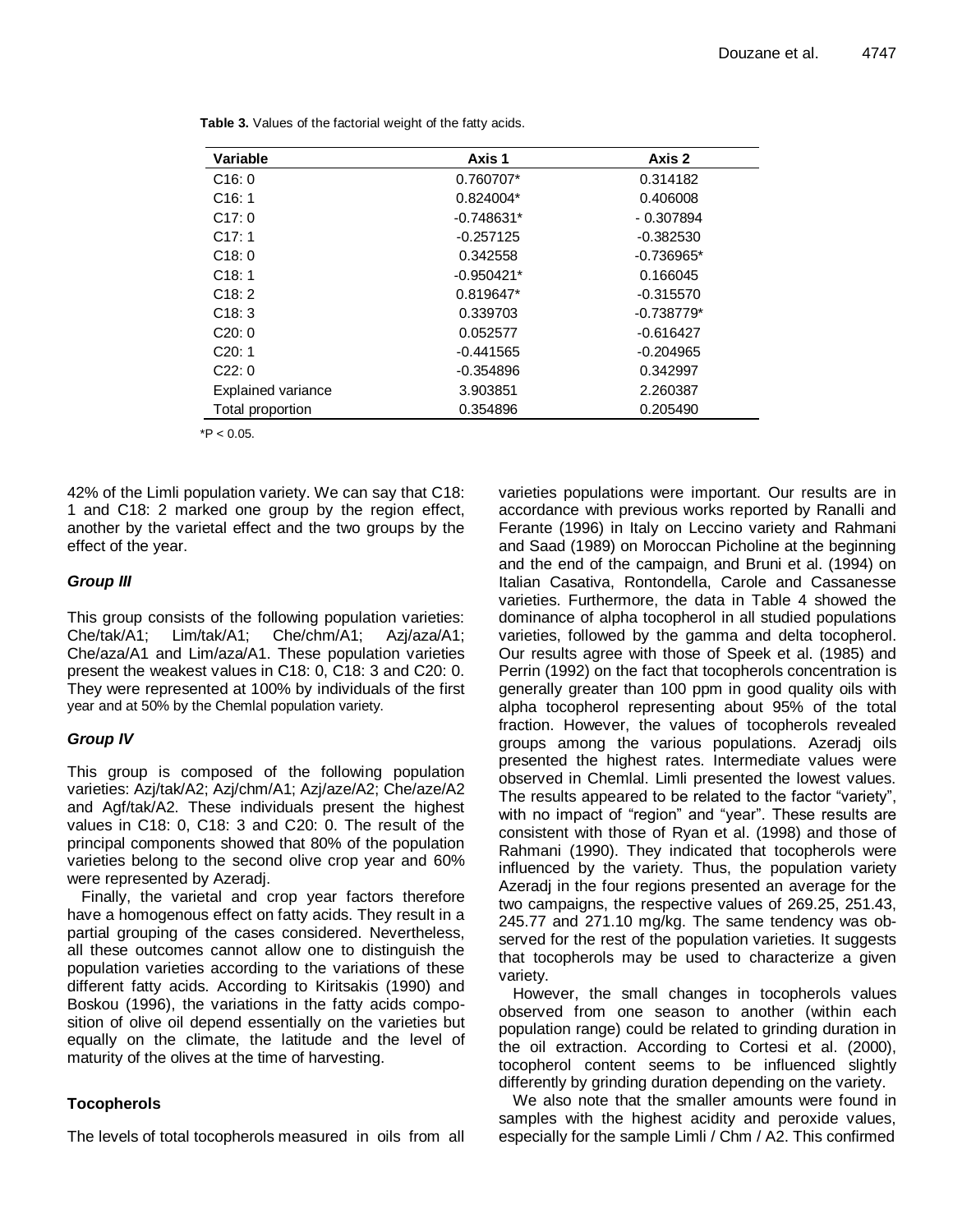**Table 3.** Values of the factorial weight of the fatty acids.

| Variable | Axis 1 | Axis 2 |
|---|---|---|
| C16: 0 | 0.760707* | 0.314182 |
| C16: 1 | 0.824004* | 0.406008 |
| C17: 0 | -0.748631* | - 0.307894 |
| C17: 1 | -0.257125 | -0.382530 |
| C18: 0 | 0.342558 | -0.736965* |
| C18: 1 | -0.950421* | 0.166045 |
| C18: 2 | 0.819647* | -0.315570 |
| C18: 3 | 0.339703 | -0.738779* |
| C20: 0 | 0.052577 | -0.616427 |
| C20: 1 | -0.441565 | -0.204965 |
| C22: 0 | -0.354896 | 0.342997 |
| Explained variance | 3.903851 | 2.260387 |
| Total proportion | 0.354896 | 0.205490 |

*$P < 0.05$.

42% of the Limli population variety. We can say that C18: 1 and C18: 2 marked one group by the region effect, another by the varietal effect and the two groups by the effect of the year.

### *Group III*

This group consists of the following population varieties: Che/tak/A1; Lim/tak/A1; Che/chm/A1; Azj/aza/A1; Che/aza/A1 and Lim/aza/A1. These population varieties present the weakest values in C18: 0, C18: 3 and C20: 0. They were represented at 100% by individuals of the first year and at 50% by the Chemlal population variety.

### *Group IV*

This group is composed of the following population varieties: Azj/tak/A2; Azj/chm/A1; Azj/aze/A2; Che/aze/A2 and Agf/tak/A2. These individuals present the highest values in C18: 0, C18: 3 and C20: 0. The result of the principal components showed that 80% of the population varieties belong to the second olive crop year and 60% were represented by Azeradj.

Finally, the varietal and crop year factors therefore have a homogenous effect on fatty acids. They result in a partial grouping of the cases considered. Nevertheless, all these outcomes cannot allow one to distinguish the population varieties according to the variations of these different fatty acids. According to Kiritsakis (1990) and Boskou (1996), the variations in the fatty acids composition of olive oil depend essentially on the varieties but equally on the climate, the latitude and the level of maturity of the olives at the time of harvesting.

## Tocopherols

The levels of total tocopherols measured in oils from all varieties populations were important. Our results are in accordance with previous works reported by Ranalli and Ferante (1996) in Italy on Leccino variety and Rahmani and Saad (1989) on Moroccan Picholine at the beginning and the end of the campaign, and Bruni et al. (1994) on Italian Casativa, Rontondella, Carole and Cassanesse varieties. Furthermore, the data in Table 4 showed the dominance of alpha tocopherol in all studied populations varieties, followed by the gamma and delta tocopherol. Our results agree with those of Speek et al. (1985) and Perrin (1992) on the fact that tocopherols concentration is generally greater than 100 ppm in good quality oils with alpha tocopherol representing about 95% of the total fraction. However, the values of tocopherols revealed groups among the various populations. Azeradj oils presented the highest rates. Intermediate values were observed in Chemlal. Limli presented the lowest values. The results appeared to be related to the factor "variety", with no impact of "region" and "year". These results are consistent with those of Ryan et al. (1998) and those of Rahmani (1990). They indicated that tocopherols were influenced by the variety. Thus, the population variety Azeradj in the four regions presented an average for the two campaigns, the respective values of 269.25, 251.43, 245.77 and 271.10 mg/kg. The same tendency was observed for the rest of the population varieties. It suggests that tocopherols may be used to characterize a given variety.

However, the small changes in tocopherols values observed from one season to another (within each population range) could be related to grinding duration in the oil extraction. According to Cortesi et al. (2000), tocopherol content seems to be influenced slightly differently by grinding duration depending on the variety.

We also note that the smaller amounts were found in samples with the highest acidity and peroxide values, especially for the sample Limli / Chm / A2. This confirmed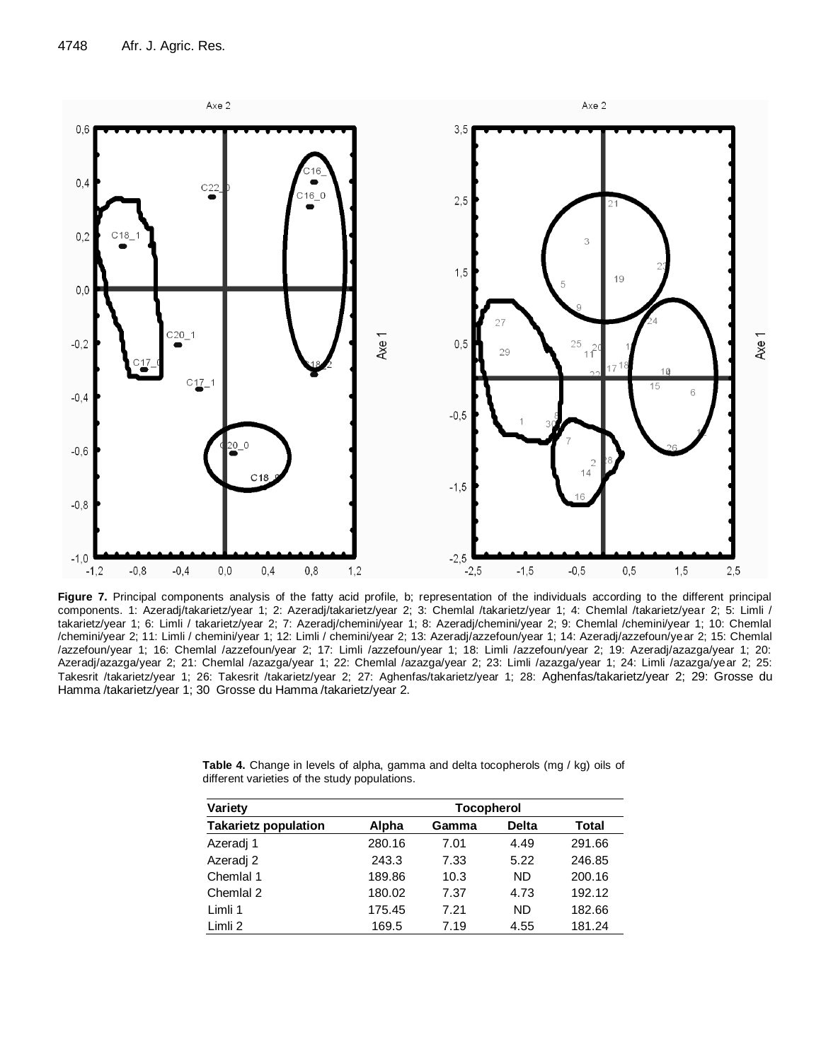**Figure 7.** Principal components analysis of the fatty acid profile, b; representation of the individuals according to the different principal components. 1: Azeradj/takarietz/year 1; 2: Azeradj/takarietz/year 2; 3: Chemlal /takarietz/year 1; 4: Chemlal /takarietz/year 2; 5: Limli / takarietz/year 1; 6: Limli / takarietz/year 2; 7: Azeradj/chemini/year 1; 8: Azeradj/chemini/year 2; 9: Chemlal /chemini/year 1; 10: Chemlal /chemini/year 2; 11: Limli / chemini/year 1; 12: Limli / chemini/year 2; 13: Azeradj/azzefoun/year 1; 14: Azeradj/azzefoun/year 2; 15: Chemlal /azzefoun/year 1; 16: Chemlal /azzefoun/year 2; 17: Limli /azzefoun/year 1; 18: Limli /azzefoun/year 2; 19: Azeradj/azazga/year 1; 20: Azeradj/azazga/year 2; 21: Chemlal /azazga/year 1; 22: Chemlal /azazga/year 2; 23: Limli /azazga/year 1; 24: Limli /azazga/year 2; 25: Takesrit /takarietz/year 1; 26: Takesrit /takarietz/year 2; 27: Aghenfas/takarietz/year 1; 28: Aghenfas/takarietz/year 2; 29: Grosse du Hamma /takarietz/year 1; 30 Grosse du Hamma /takarietz/year 2.

**Table 4.** Change in levels of alpha, gamma and delta tocopherols (mg / kg) oils of different varieties of the study populations.

| Variety | Tocopherol | | | |
|---|---|---|---|---|
| **Takarietz population** | **Alpha** | **Gamma** | **Delta** | **Total** |
| Azeradj 1 | 280.16 | 7.01 | 4.49 | 291.66 |
| Azeradj 2 | 243.3 | 7.33 | 5.22 | 246.85 |
| Chemlal 1 | 189.86 | 10.3 | ND | 200.16 |
| Chemlal 2 | 180.02 | 7.37 | 4.73 | 192.12 |
| Limli 1 | 175.45 | 7.21 | ND | 182.66 |
| Limli 2 | 169.5 | 7.19 | 4.55 | 181.24 |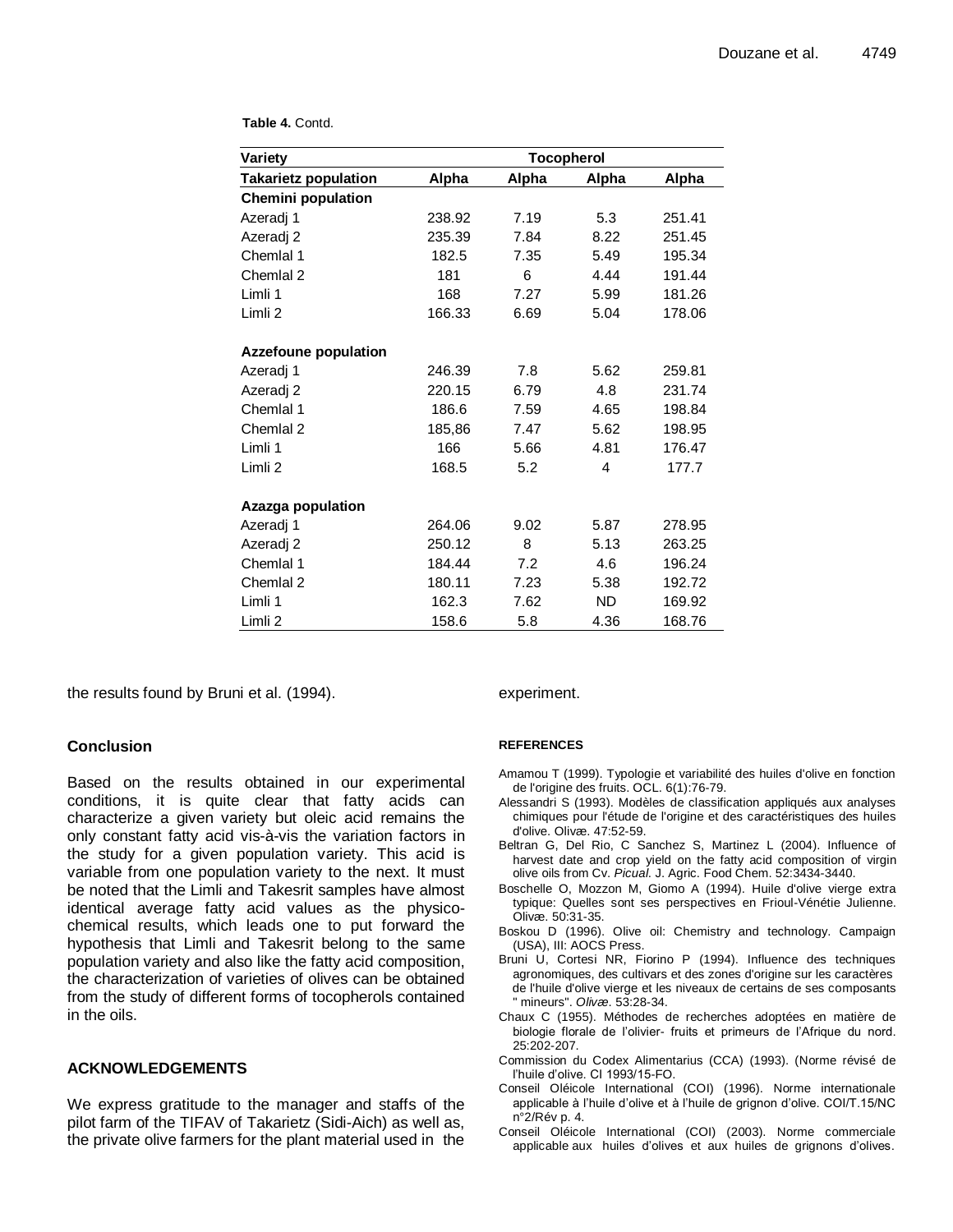**Table 4.** Contd.

| Variety | Tocopherol | | | |
|---|---|---|---|---|
| **Takarietz population** | **Alpha** | **Alpha** | **Alpha** | **Alpha** |
| **Chemini population** | | | | |
| Azeradj 1 | 238.92 | 7.19 | 5.3 | 251.41 |
| Azeradj 2 | 235.39 | 7.84 | 8.22 | 251.45 |
| Chemlal 1 | 182.5 | 7.35 | 5.49 | 195.34 |
| Chemlal 2 | 181 | 6 | 4.44 | 191.44 |
| Limli 1 | 168 | 7.27 | 5.99 | 181.26 |
| Limli 2 | 166.33 | 6.69 | 5.04 | 178.06 |
| | | | | |
| **Azzefoune population** | | | | |
| Azeradj 1 | 246.39 | 7.8 | 5.62 | 259.81 |
| Azeradj 2 | 220.15 | 6.79 | 4.8 | 231.74 |
| Chemlal 1 | 186.6 | 7.59 | 4.65 | 198.84 |
| Chemlal 2 | 185,86 | 7.47 | 5.62 | 198.95 |
| Limli 1 | 166 | 5.66 | 4.81 | 176.47 |
| Limli 2 | 168.5 | 5.2 | 4 | 177.7 |
| | | | | |
| **Azazga population** | | | | |
| Azeradj 1 | 264.06 | 9.02 | 5.87 | 278.95 |
| Azeradj 2 | 250.12 | 8 | 5.13 | 263.25 |
| Chemlal 1 | 184.44 | 7.2 | 4.6 | 196.24 |
| Chemlal 2 | 180.11 | 7.23 | 5.38 | 192.72 |
| Limli 1 | 162.3 | 7.62 | ND | 169.92 |
| Limli 2 | 158.6 | 5.8 | 4.36 | 168.76 |

the results found by Bruni et al. (1994).

## Conclusion

Based on the results obtained in our experimental conditions, it is quite clear that fatty acids can characterize a given variety but oleic acid remains the only constant fatty acid vis-à-vis the variation factors in the study for a given population variety. This acid is variable from one population variety to the next. It must be noted that the Limli and Takesrit samples have almost identical average fatty acid values as the physico-chemical results, which leads one to put forward the hypothesis that Limli and Takesrit belong to the same population variety and also like the fatty acid composition, the characterization of varieties of olives can be obtained from the study of different forms of tocopherols contained in the oils.

## ACKNOWLEDGEMENTS

We express gratitude to the manager and staffs of the pilot farm of the TIFAV of Takarietz (Sidi-Aich) as well as, the private olive farmers for the plant material used in the experiment.

## REFERENCES

Amamou T (1999). Typologie et variabilité des huiles d'olive en fonction de l'origine des fruits. OCL. 6(1):76-79.

Alessandri S (1993). Modèles de classification appliqués aux analyses chimiques pour l'étude de l'origine et des caractéristiques des huiles d'olive. Olivæ. 47:52-59.

Beltran G, Del Rio, C Sanchez S, Martinez L (2004). Influence of harvest date and crop yield on the fatty acid composition of virgin olive oils from Cv. *Picual*. J. Agric. Food Chem. 52:3434-3440.

Boschelle O, Mozzon M, Giomo A (1994). Huile d'olive vierge extra typique: Quelles sont ses perspectives en Frioul-Vénétie Julienne. Olivæ. 50:31-35.

Boskou D (1996). Olive oil: Chemistry and technology. Campaign (USA), III: AOCS Press.

Bruni U, Cortesi NR, Fiorino P (1994). Influence des techniques agronomiques, des cultivars et des zones d'origine sur les caractères de l'huile d'olive vierge et les niveaux de certains de ses composants " mineurs". *Olivæ*. 53:28-34.

Chaux C (1955). Méthodes de recherches adoptées en matière de biologie florale de l'olivier- fruits et primeurs de l'Afrique du nord. 25:202-207.

Commission du Codex Alimentarius (CCA) (1993). (Norme révisé de l'huile d'olive. CI 1993/15-FO.

Conseil Oléicole International (COI) (1996). Norme internationale applicable à l'huile d'olive et à l'huile de grignon d'olive. COI/T.15/NC n°2/Rév p. 4.

Conseil Oléicole International (COI) (2003). Norme commerciale applicable aux huiles d'olives et aux huiles de grignons d'olives.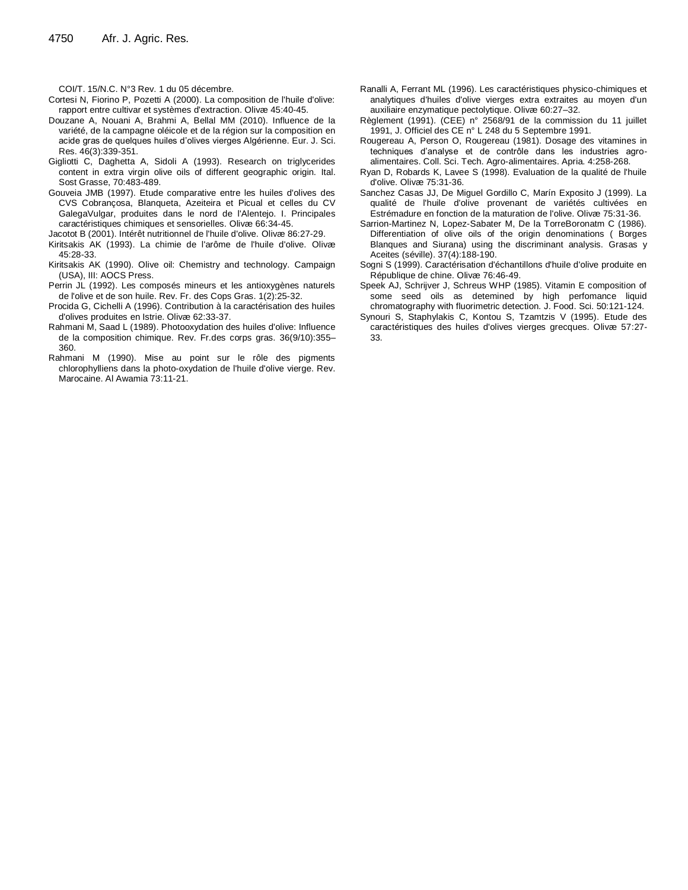COI/T. 15/N.C. N°3 Rev. 1 du 05 décembre.

Cortesi N, Fiorino P, Pozetti A (2000). La composition de l'huile d'olive: rapport entre cultivar et systèmes d'extraction. Olivæ 45:40-45.

Douzane A, Nouani A, Brahmi A, Bellal MM (2010). Influence de la variété, de la campagne oléicole et de la région sur la composition en acide gras de quelques huiles d'olives vierges Algérienne. Eur. J. Sci. Res. 46(3):339-351.

Gigliotti C, Daghetta A, Sidoli A (1993). Research on triglycerides content in extra virgin olive oils of different geographic origin. Ital. Sost Grasse, 70:483-489.

Gouveia JMB (1997). Etude comparative entre les huiles d'olives des CVS Cobrançosa, Blanqueta, Azeiteira et Picual et celles du CV GalegaVulgar, produites dans le nord de l'Alentejo. I. Principales caractéristiques chimiques et sensorielles. Olivæ 66:34-45.

Jacotot B (2001). Intérêt nutritionnel de l'huile d'olive. Olivæ 86:27-29.

Kiritsakis AK (1993). La chimie de l'arôme de l'huile d'olive. Olivæ 45:28-33.

Kiritsakis AK (1990). Olive oil: Chemistry and technology. Campaign (USA), III: AOCS Press.

Perrin JL (1992). Les composés mineurs et les antioxygènes naturels de l'olive et de son huile. Rev. Fr. des Cops Gras. 1(2):25-32.

Procida G, Cichelli A (1996). Contribution à la caractérisation des huiles d'olives produites en Istrie. Olivæ 62:33-37.

Rahmani M, Saad L (1989). Photooxydation des huiles d'olive: Influence de la composition chimique. Rev. Fr.des corps gras. 36(9/10):355–360.

Rahmani M (1990). Mise au point sur le rôle des pigments chlorophylliens dans la photo-oxydation de l'huile d'olive vierge. Rev. Marocaine. Al Awamia 73:11-21.

Ranalli A, Ferrant ML (1996). Les caractéristiques physico-chimiques et analytiques d'huiles d'olive vierges extra extraites au moyen d'un auxiliaire enzymatique pectolytique. Olivæ 60:27–32.

Règlement (1991). (CEE) n° 2568/91 de la commission du 11 juillet 1991, J. Officiel des CE n° L 248 du 5 Septembre 1991.

Rougereau A, Person O, Rougereau (1981). Dosage des vitamines in techniques d'analyse et de contrôle dans les industries agro-alimentaires. Coll. Sci. Tech. Agro-alimentaires. Apria. 4:258-268.

Ryan D, Robards K, Lavee S (1998). Evaluation de la qualité de l'huile d'olive. Olivæ 75:31-36.

Sanchez Casas JJ, De Miguel Gordillo C, Marín Exposito J (1999). La qualité de l'huile d'olive provenant de variétés cultivées en Estrémadure en fonction de la maturation de l'olive. Olivæ 75:31-36.

Sarrion-Martinez N, Lopez-Sabater M, De la TorreBoronatm C (1986). Differentiation of olive oils of the origin denominations ( Borges Blanques and Siurana) using the discriminant analysis. Grasas y Aceites (séville). 37(4):188-190.

Sogni S (1999). Caractérisation d'échantillons d'huile d'olive produite en République de chine. Olivæ 76:46-49.

Speek AJ, Schrijver J, Schreus WHP (1985). Vitamin E composition of some seed oils as detemined by high perfomance liquid chromatography with fluorimetric detection. J. Food. Sci. 50:121-124.

Synouri S, Staphylakis C, Kontou S, Tzamtzis V (1995). Etude des caractéristiques des huiles d'olives vierges grecques. Olivæ 57:27-33.